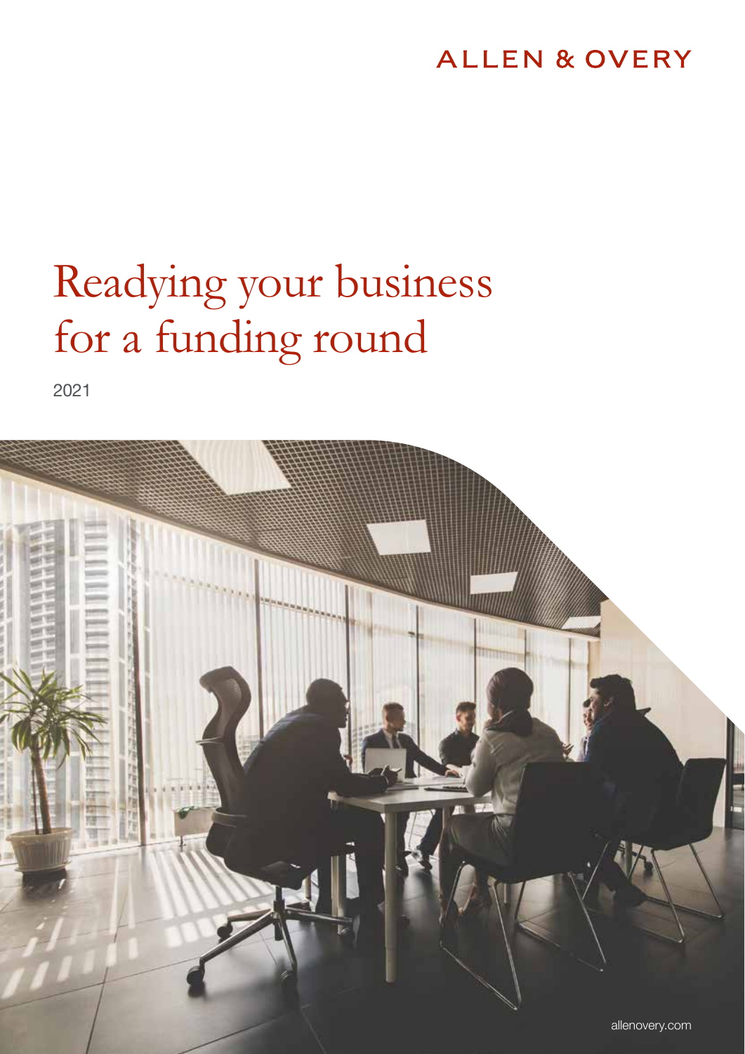ALLEN & OVERY

# Readying your business for a funding round

2021

allenovery.com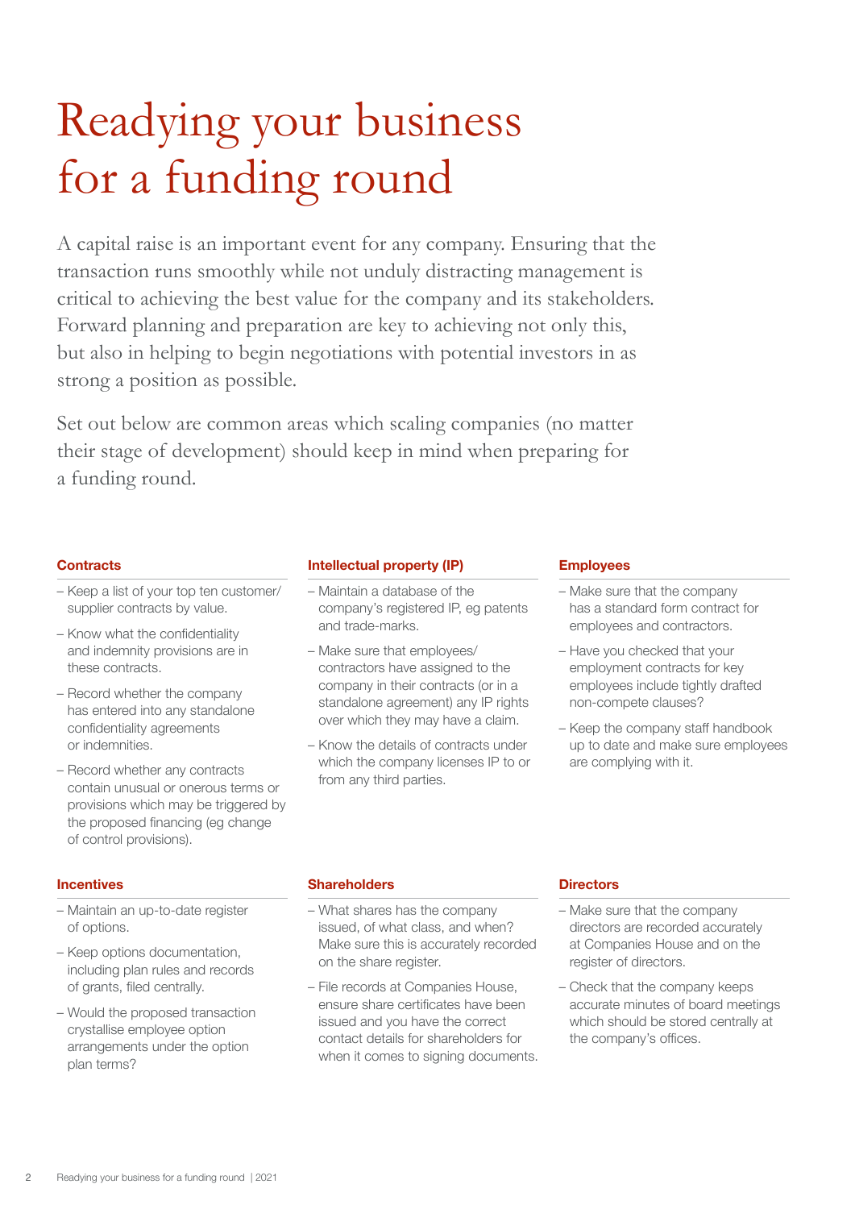# Readying your business for a funding round

A capital raise is an important event for any company. Ensuring that the transaction runs smoothly while not unduly distracting management is critical to achieving the best value for the company and its stakeholders. Forward planning and preparation are key to achieving not only this, but also in helping to begin negotiations with potential investors in as strong a position as possible.

Set out below are common areas which scaling companies (no matter their stage of development) should keep in mind when preparing for a funding round.

### Contracts

- Keep a list of your top ten customer/supplier contracts by value.
- Know what the confidentiality and indemnity provisions are in these contracts.
- Record whether the company has entered into any standalone confidentiality agreements or indemnities.
- Record whether any contracts contain unusual or onerous terms or provisions which may be triggered by the proposed financing (eg change of control provisions).

### Intellectual property (IP)

- Maintain a database of the company's registered IP, eg patents and trade-marks.
- Make sure that employees/contractors have assigned to the company in their contracts (or in a standalone agreement) any IP rights over which they may have a claim.
- Know the details of contracts under which the company licenses IP to or from any third parties.

### Employees

- Make sure that the company has a standard form contract for employees and contractors.
- Have you checked that your employment contracts for key employees include tightly drafted non-compete clauses?
- Keep the company staff handbook up to date and make sure employees are complying with it.

### Incentives

- Maintain an up-to-date register of options.
- Keep options documentation, including plan rules and records of grants, filed centrally.
- Would the proposed transaction crystallise employee option arrangements under the option plan terms?

### Shareholders

- What shares has the company issued, of what class, and when? Make sure this is accurately recorded on the share register.
- File records at Companies House, ensure share certificates have been issued and you have the correct contact details for shareholders for when it comes to signing documents.

### Directors

- Make sure that the company directors are recorded accurately at Companies House and on the register of directors.
- Check that the company keeps accurate minutes of board meetings which should be stored centrally at the company's offices.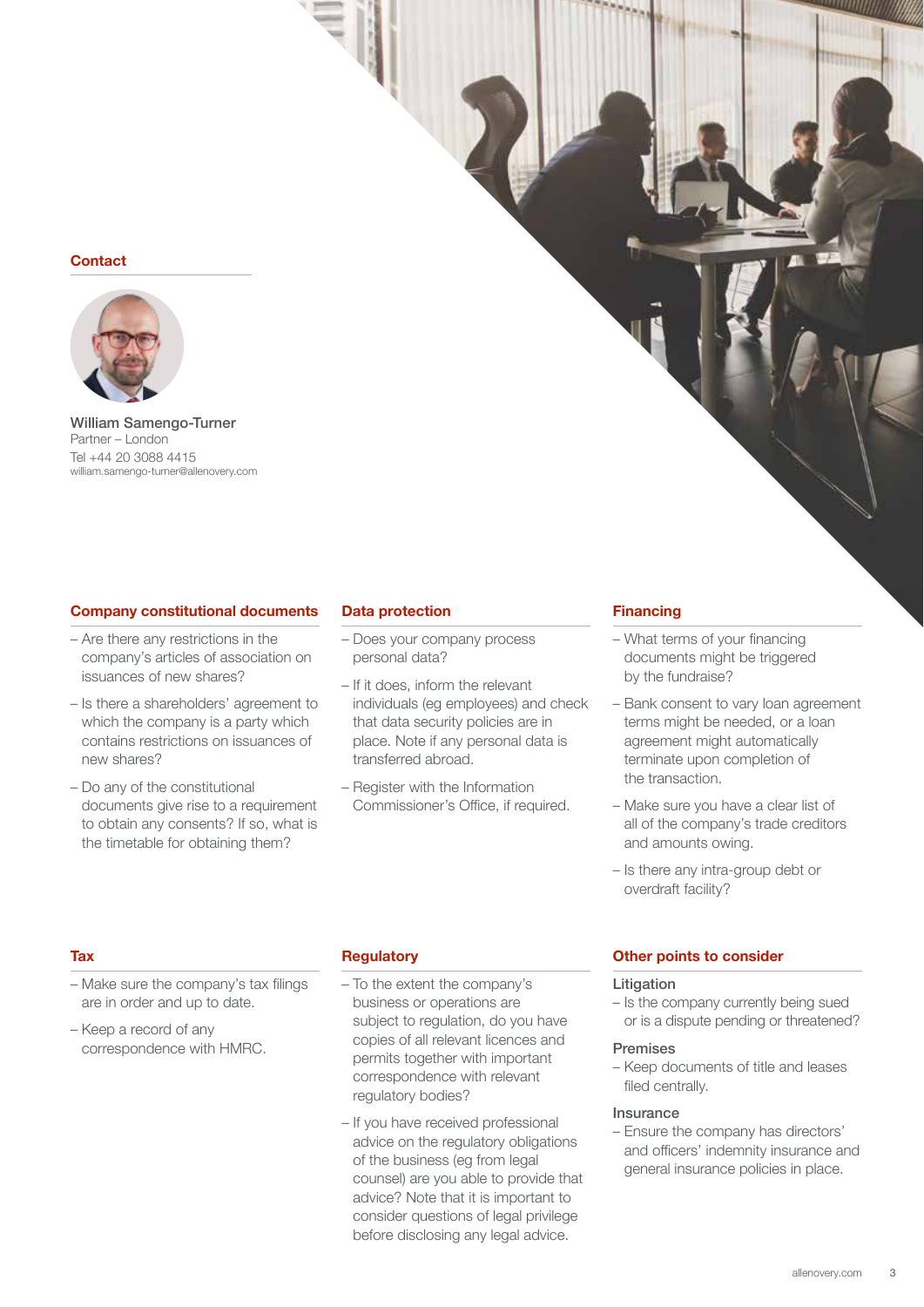## Contact

**William Samengo-Turner**
Partner – London
Tel +44 20 3088 4415
william.samengo-turner@allenovery.com

## Company constitutional documents

- Are there any restrictions in the company's articles of association on issuances of new shares?
- Is there a shareholders' agreement to which the company is a party which contains restrictions on issuances of new shares?
- Do any of the constitutional documents give rise to a requirement to obtain any consents? If so, what is the timetable for obtaining them?

## Data protection

- Does your company process personal data?
- If it does, inform the relevant individuals (eg employees) and check that data security policies are in place. Note if any personal data is transferred abroad.
- Register with the Information Commissioner's Office, if required.

## Financing

- What terms of your financing documents might be triggered by the fundraise?
- Bank consent to vary loan agreement terms might be needed, or a loan agreement might automatically terminate upon completion of the transaction.
- Make sure you have a clear list of all of the company's trade creditors and amounts owing.
- Is there any intra-group debt or overdraft facility?

## Tax

- Make sure the company's tax filings are in order and up to date.
- Keep a record of any correspondence with HMRC.

## Regulatory

- To the extent the company's business or operations are subject to regulation, do you have copies of all relevant licences and permits together with important correspondence with relevant regulatory bodies?
- If you have received professional advice on the regulatory obligations of the business (eg from legal counsel) are you able to provide that advice? Note that it is important to consider questions of legal privilege before disclosing any legal advice.

## Other points to consider

### Litigation

- Is the company currently being sued or is a dispute pending or threatened?

### Premises

- Keep documents of title and leases filed centrally.

### Insurance

- Ensure the company has directors' and officers' indemnity insurance and general insurance policies in place.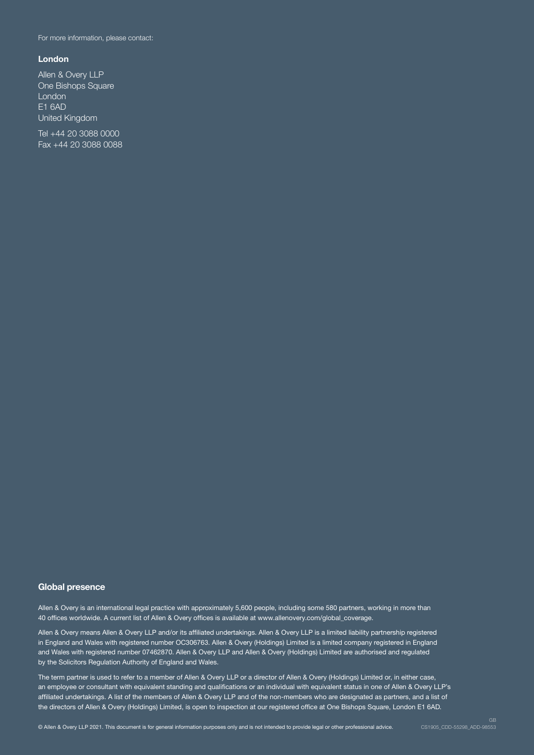For more information, please contact:

**London**

Allen & Overy LLP
One Bishops Square
London
E1 6AD
United Kingdom

Tel +44 20 3088 0000
Fax +44 20 3088 0088

**Global presence**

Allen & Overy is an international legal practice with approximately 5,600 people, including some 580 partners, working in more than 40 offices worldwide. A current list of Allen & Overy offices is available at www.allenovery.com/global_coverage.

Allen & Overy means Allen & Overy LLP and/or its affiliated undertakings. Allen & Overy LLP is a limited liability partnership registered in England and Wales with registered number OC306763. Allen & Overy (Holdings) Limited is a limited company registered in England and Wales with registered number 07462870. Allen & Overy LLP and Allen & Overy (Holdings) Limited are authorised and regulated by the Solicitors Regulation Authority of England and Wales.

The term partner is used to refer to a member of Allen & Overy LLP or a director of Allen & Overy (Holdings) Limited or, in either case, an employee or consultant with equivalent standing and qualifications or an individual with equivalent status in one of Allen & Overy LLP's affiliated undertakings. A list of the members of Allen & Overy LLP and of the non-members who are designated as partners, and a list of the directors of Allen & Overy (Holdings) Limited, is open to inspection at our registered office at One Bishops Square, London E1 6AD.

© Allen & Overy LLP 2021. This document is for general information purposes only and is not intended to provide legal or other professional advice.

GB
CS1905_CDD-55298_ADD-98553